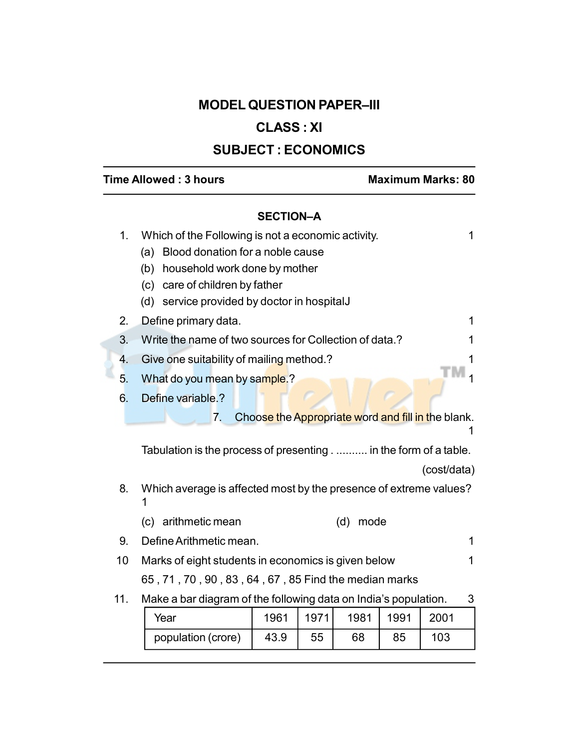# MODEL QUESTION PAPER–III

## CLASS : XI

## SUBJECT : ECONOMICS

**Time Allowed : 3 hours** **Maximum Marks: 80**

### SECTION–A

1. Which of the Following is not a economic activity. 1
   (a) Blood donation for a noble cause
   (b) household work done by mother
   (c) care of children by father
   (d) service provided by doctor in hospitalJ

2. Define primary data. 1

3. Write the name of two sources for Collection of data.? 1

4. Give one suitability of mailing method.? 1

5. What do you mean by sample.? 1

6. Define variable.?

7. Choose the Appropriate word and fill in the blank. 1

   Tabulation is the process of presenting . .......... in the form of a table. (cost/data)

8. Which average is affected most by the presence of extreme values? 1

   (c) arithmetic mean (d) mode

9. Define Arithmetic mean. 1

10. Marks of eight students in economics is given below 1

    65 , 71 , 70 , 90 , 83 , 64 , 67 , 85 Find the median marks

11. Make a bar diagram of the following data on India's population. 3

| Year | 1961 | 1971 | 1981 | 1991 | 2001 |
|---|---|---|---|---|---|
| population (crore) | 43.9 | 55 | 68 | 85 | 103 |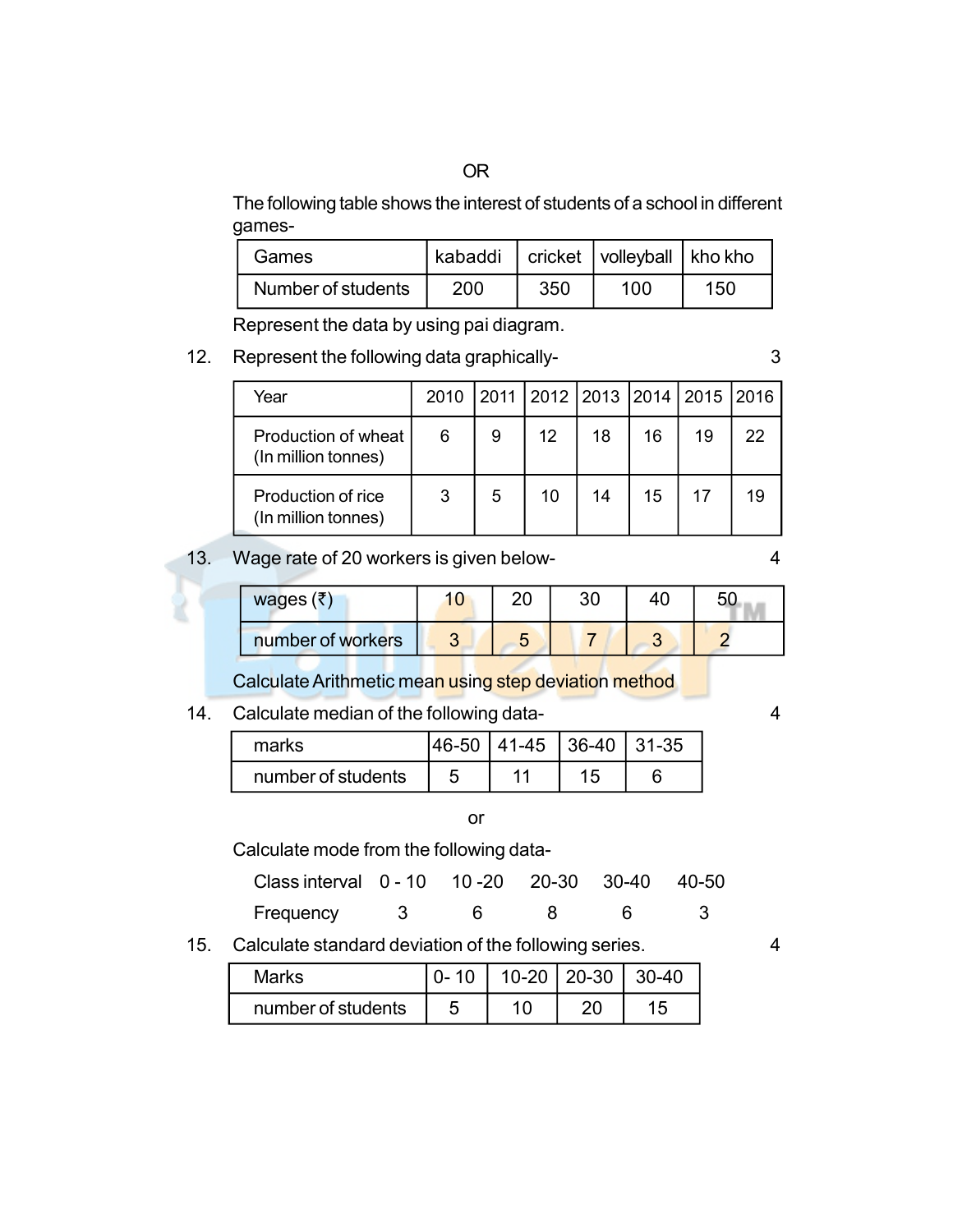OR

The following table shows the interest of students of a school in different games-

| Games | kabaddi | cricket | volleyball | kho kho |
|---|---|---|---|---|
| Number of students | 200 | 350 | 100 | 150 |

Represent the data by using pai diagram.

12. Represent the following data graphically- 3

| Year | 2010 | 2011 | 2012 | 2013 | 2014 | 2015 | 2016 |
|---|---|---|---|---|---|---|---|
| Production of wheat (In million tonnes) | 6 | 9 | 12 | 18 | 16 | 19 | 22 |
| Production of rice (In million tonnes) | 3 | 5 | 10 | 14 | 15 | 17 | 19 |

13. Wage rate of 20 workers is given below- 4

| wages (₹) | 10 | 20 | 30 | 40 | 50 |
|---|---|---|---|---|---|
| number of workers | 3 | 5 | 7 | 3 | 2 |

Calculate Arithmetic mean using step deviation method

14. Calculate median of the following data- 4

| marks | 46-50 | 41-45 | 36-40 | 31-35 |
|---|---|---|---|---|
| number of students | 5 | 11 | 15 | 6 |

or

Calculate mode from the following data-

| Class interval | 0 - 10 | 10 -20 | 20-30 | 30-40 | 40-50 |
|---|---|---|---|---|---|
| Frequency | 3 | 6 | 8 | 6 | 3 |

15. Calculate standard deviation of the following series. 4

| Marks | 0- 10 | 10-20 | 20-30 | 30-40 |
|---|---|---|---|---|
| number of students | 5 | 10 | 20 | 15 |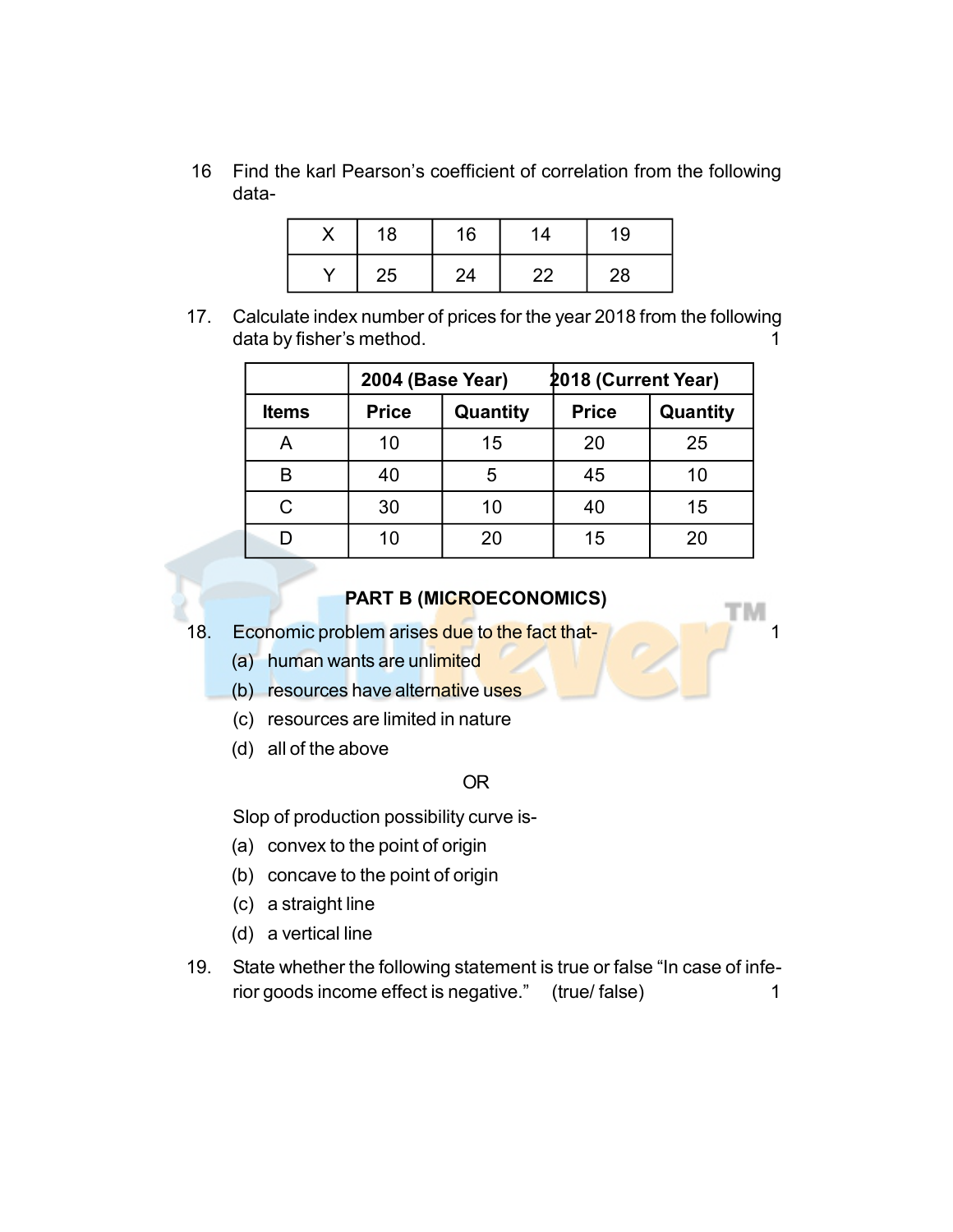16 Find the karl Pearson's coefficient of correlation from the following data-

| X | 18 | 16 | 14 | 19 |
|---|---|---|---|---|
| Y | 25 | 24 | 22 | 28 |

17. Calculate index number of prices for the year 2018 from the following data by fisher's method. 1

| | 2004 (Base Year) | | 2018 (Current Year) | |
|---|---|---|---|---|
| **Items** | **Price** | **Quantity** | **Price** | **Quantity** |
| A | 10 | 15 | 20 | 25 |
| B | 40 | 5 | 45 | 10 |
| C | 30 | 10 | 40 | 15 |
| D | 10 | 20 | 15 | 20 |

### PART B (MICROECONOMICS)

18. Economic problem arises due to the fact that- 1
    - (a) human wants are unlimited
    - (b) resources have alternative uses
    - (c) resources are limited in nature
    - (d) all of the above

OR

Slop of production possibility curve is-
- (a) convex to the point of origin
- (b) concave to the point of origin
- (c) a straight line
- (d) a vertical line

19. State whether the following statement is true or false "In case of inferior goods income effect is negative." (true/ false) 1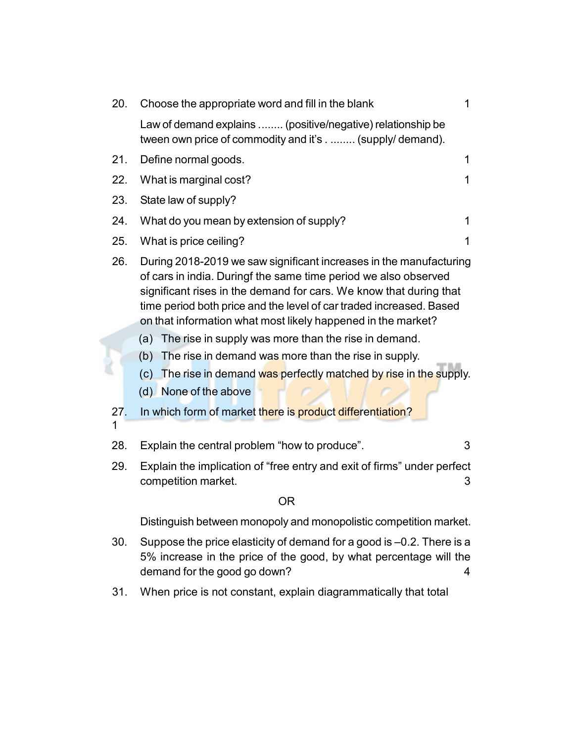20. Choose the appropriate word and fill in the blank 1

Law of demand explains ........ (positive/negative) relationship be tween own price of commodity and it's . ........ (supply/ demand).

21. Define normal goods. 1

22. What is marginal cost? 1

23. State law of supply?

24. What do you mean by extension of supply? 1

25. What is price ceiling? 1

26. During 2018-2019 we saw significant increases in the manufacturing of cars in india. Duringf the same time period we also observed significant rises in the demand for cars. We know that during that time period both price and the level of car traded increased. Based on that information what most likely happened in the market?

    (a) The rise in supply was more than the rise in demand.

    (b) The rise in demand was more than the rise in supply.

    (c) The rise in demand was perfectly matched by rise in the supply.

    (d) None of the above

27. In which form of market there is product differentiation? 1

28. Explain the central problem "how to produce". 3

29. Explain the implication of "free entry and exit of firms" under perfect competition market. 3

OR

Distinguish between monopoly and monopolistic competition market.

30. Suppose the price elasticity of demand for a good is –0.2. There is a 5% increase in the price of the good, by what percentage will the demand for the good go down? 4

31. When price is not constant, explain diagrammatically that total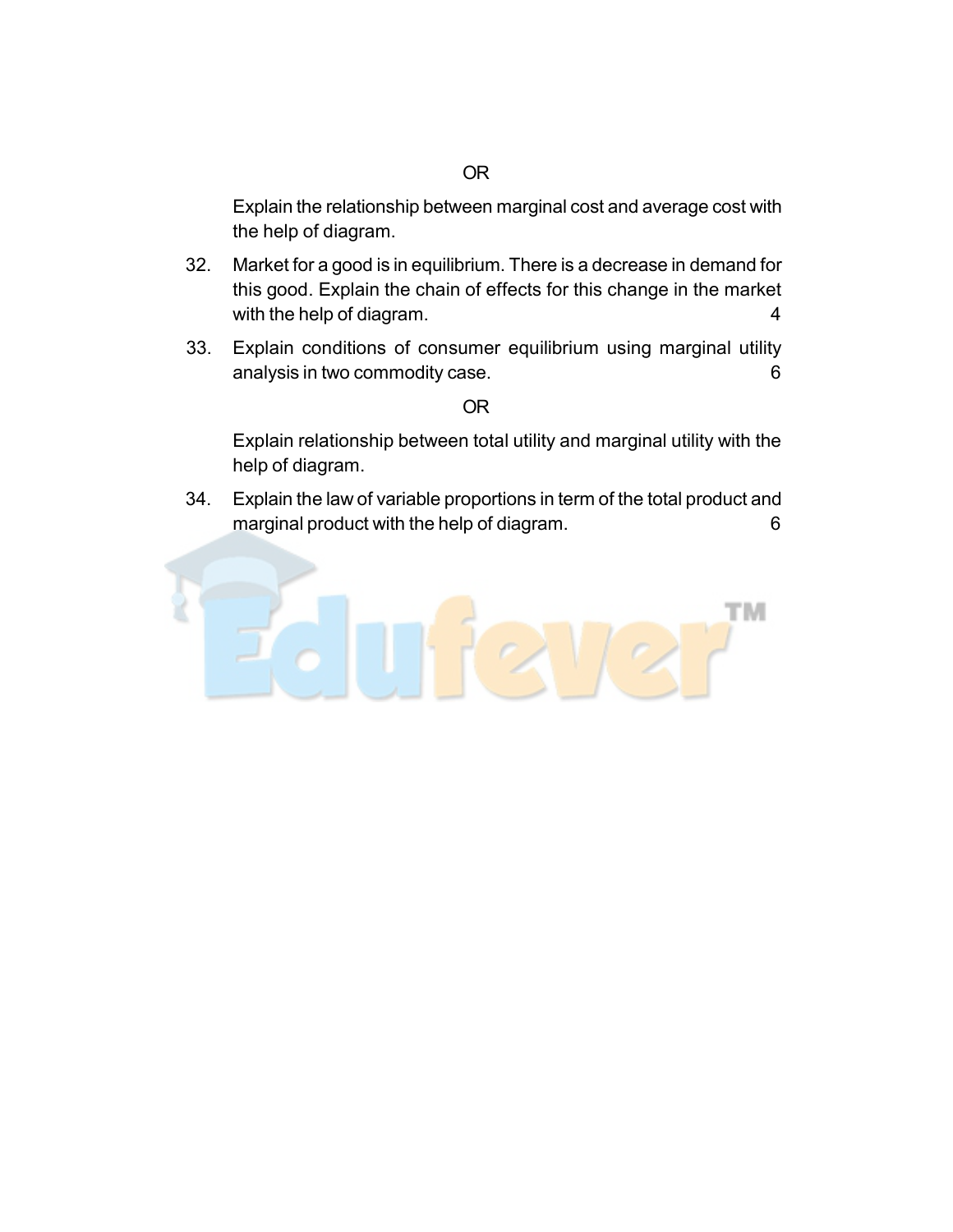OR

Explain the relationship between marginal cost and average cost with the help of diagram.

32. Market for a good is in equilibrium. There is a decrease in demand for this good. Explain the chain of effects for this change in the market with the help of diagram. 4

33. Explain conditions of consumer equilibrium using marginal utility analysis in two commodity case. 6

OR

Explain relationship between total utility and marginal utility with the help of diagram.

34. Explain the law of variable proportions in term of the total product and marginal product with the help of diagram. 6